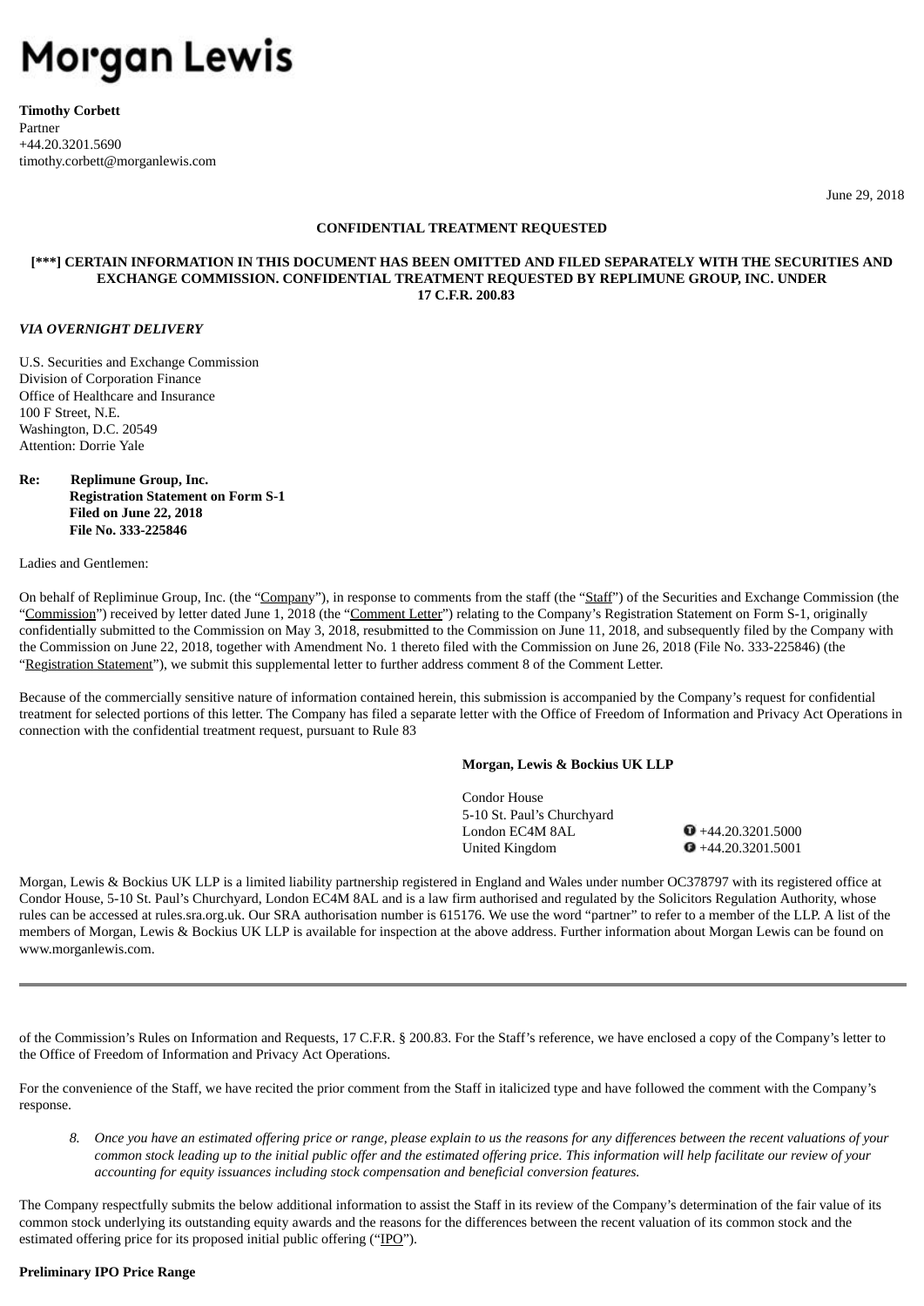# Morgan Lewis

**Timothy Corbett**
Partner
+44.20.3201.5690
timothy.corbett@morganlewis.com

June 29, 2018

**CONFIDENTIAL TREATMENT REQUESTED**

**[***] CERTAIN INFORMATION IN THIS DOCUMENT HAS BEEN OMITTED AND FILED SEPARATELY WITH THE SECURITIES AND EXCHANGE COMMISSION. CONFIDENTIAL TREATMENT REQUESTED BY REPLIMUNE GROUP, INC. UNDER 17 C.F.R. 200.83**

***VIA OVERNIGHT DELIVERY***

U.S. Securities and Exchange Commission
Division of Corporation Finance
Office of Healthcare and Insurance
100 F Street, N.E.
Washington, D.C. 20549
Attention: Dorrie Yale

**Re: Replimune Group, Inc.**
**Registration Statement on Form S-1**
**Filed on June 22, 2018**
**File No. 333-225846**

Ladies and Gentlemen:

On behalf of Repliminue Group, Inc. (the "Company"), in response to comments from the staff (the "Staff") of the Securities and Exchange Commission (the "Commission") received by letter dated June 1, 2018 (the "Comment Letter") relating to the Company's Registration Statement on Form S-1, originally confidentially submitted to the Commission on May 3, 2018, resubmitted to the Commission on June 11, 2018, and subsequently filed by the Company with the Commission on June 22, 2018, together with Amendment No. 1 thereto filed with the Commission on June 26, 2018 (File No. 333-225846) (the "Registration Statement"), we submit this supplemental letter to further address comment 8 of the Comment Letter.

Because of the commercially sensitive nature of information contained herein, this submission is accompanied by the Company's request for confidential treatment for selected portions of this letter. The Company has filed a separate letter with the Office of Freedom of Information and Privacy Act Operations in connection with the confidential treatment request, pursuant to Rule 83

**Morgan, Lewis & Bockius UK LLP**

Condor House
5-10 St. Paul's Churchyard
London EC4M 8AL
United Kingdom

T +44.20.3201.5000
F +44.20.3201.5001

Morgan, Lewis & Bockius UK LLP is a limited liability partnership registered in England and Wales under number OC378797 with its registered office at Condor House, 5-10 St. Paul's Churchyard, London EC4M 8AL and is a law firm authorised and regulated by the Solicitors Regulation Authority, whose rules can be accessed at rules.sra.org.uk. Our SRA authorisation number is 615176. We use the word "partner" to refer to a member of the LLP. A list of the members of Morgan, Lewis & Bockius UK LLP is available for inspection at the above address. Further information about Morgan Lewis can be found on www.morganlewis.com.

---

of the Commission's Rules on Information and Requests, 17 C.F.R. § 200.83. For the Staff's reference, we have enclosed a copy of the Company's letter to the Office of Freedom of Information and Privacy Act Operations.

For the convenience of the Staff, we have recited the prior comment from the Staff in italicized type and have followed the comment with the Company's response.

8. *Once you have an estimated offering price or range, please explain to us the reasons for any differences between the recent valuations of your common stock leading up to the initial public offer and the estimated offering price. This information will help facilitate our review of your accounting for equity issuances including stock compensation and beneficial conversion features.*

The Company respectfully submits the below additional information to assist the Staff in its review of the Company's determination of the fair value of its common stock underlying its outstanding equity awards and the reasons for the differences between the recent valuation of its common stock and the estimated offering price for its proposed initial public offering ("IPO").

**Preliminary IPO Price Range**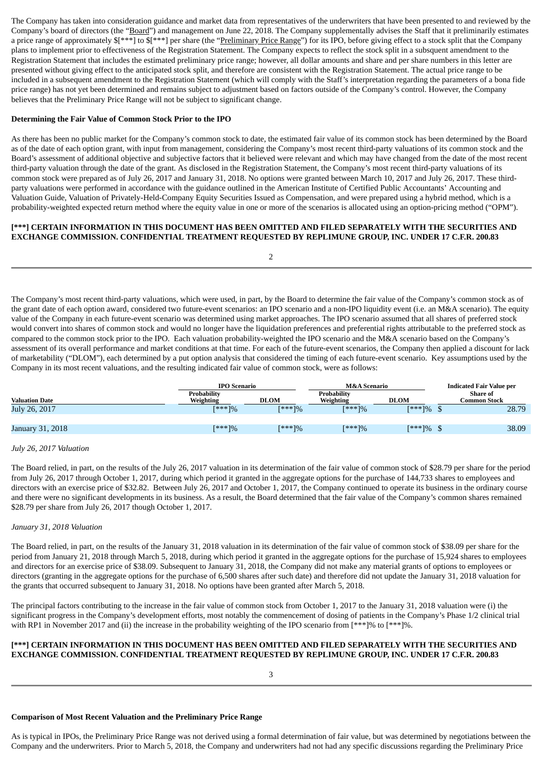The Company has taken into consideration guidance and market data from representatives of the underwriters that have been presented to and reviewed by the Company's board of directors (the "Board") and management on June 22, 2018. The Company supplementally advises the Staff that it preliminarily estimates a price range of approximately $[***] to $[***] per share (the "Preliminary Price Range") for its IPO, before giving effect to a stock split that the Company plans to implement prior to effectiveness of the Registration Statement. The Company expects to reflect the stock split in a subsequent amendment to the Registration Statement that includes the estimated preliminary price range; however, all dollar amounts and share and per share numbers in this letter are presented without giving effect to the anticipated stock split, and therefore are consistent with the Registration Statement. The actual price range to be included in a subsequent amendment to the Registration Statement (which will comply with the Staff's interpretation regarding the parameters of a bona fide price range) has not yet been determined and remains subject to adjustment based on factors outside of the Company's control. However, the Company believes that the Preliminary Price Range will not be subject to significant change.

**Determining the Fair Value of Common Stock Prior to the IPO**

As there has been no public market for the Company's common stock to date, the estimated fair value of its common stock has been determined by the Board as of the date of each option grant, with input from management, considering the Company's most recent third-party valuations of its common stock and the Board's assessment of additional objective and subjective factors that it believed were relevant and which may have changed from the date of the most recent third-party valuation through the date of the grant. As disclosed in the Registration Statement, the Company's most recent third-party valuations of its common stock were prepared as of July 26, 2017 and January 31, 2018. No options were granted between March 10, 2017 and July 26, 2017. These third-party valuations were performed in accordance with the guidance outlined in the American Institute of Certified Public Accountants' Accounting and Valuation Guide, Valuation of Privately-Held-Company Equity Securities Issued as Compensation, and were prepared using a hybrid method, which is a probability-weighted expected return method where the equity value in one or more of the scenarios is allocated using an option-pricing method ("OPM").

**[***] CERTAIN INFORMATION IN THIS DOCUMENT HAS BEEN OMITTED AND FILED SEPARATELY WITH THE SECURITIES AND EXCHANGE COMMISSION. CONFIDENTIAL TREATMENT REQUESTED BY REPLIMUNE GROUP, INC. UNDER 17 C.F.R. 200.83**

The Company's most recent third-party valuations, which were used, in part, by the Board to determine the fair value of the Company's common stock as of the grant date of each option award, considered two future-event scenarios: an IPO scenario and a non-IPO liquidity event (i.e. an M&A scenario). The equity value of the Company in each future-event scenario was determined using market approaches. The IPO scenario assumed that all shares of preferred stock would convert into shares of common stock and would no longer have the liquidation preferences and preferential rights attributable to the preferred stock as compared to the common stock prior to the IPO. Each valuation probability-weighted the IPO scenario and the M&A scenario based on the Company's assessment of its overall performance and market conditions at that time. For each of the future-event scenarios, the Company then applied a discount for lack of marketability ("DLOM"), each determined by a put option analysis that considered the timing of each future-event scenario. Key assumptions used by the Company in its most recent valuations, and the resulting indicated fair value of common stock, were as follows:

| | IPO Scenario | | M&A Scenario | | Indicated Fair Value per |
|---|---|---|---|---|---|
| Valuation Date | Probability Weighting | DLOM | Probability Weighting | DLOM | Share of Common Stock |
| July 26, 2017 | [***]% | [***]% | [***]% | [***]% | $ 28.79 |
| January 31, 2018 | [***]% | [***]% | [***]% | [***]% | $ 38.09 |

*July 26, 2017 Valuation*

The Board relied, in part, on the results of the July 26, 2017 valuation in its determination of the fair value of common stock of $28.79 per share for the period from July 26, 2017 through October 1, 2017, during which period it granted in the aggregate options for the purchase of 144,733 shares to employees and directors with an exercise price of $32.82. Between July 26, 2017 and October 1, 2017, the Company continued to operate its business in the ordinary course and there were no significant developments in its business. As a result, the Board determined that the fair value of the Company's common shares remained $28.79 per share from July 26, 2017 though October 1, 2017.

*January 31, 2018 Valuation*

The Board relied, in part, on the results of the January 31, 2018 valuation in its determination of the fair value of common stock of $38.09 per share for the period from January 21, 2018 through March 5, 2018, during which period it granted in the aggregate options for the purchase of 15,924 shares to employees and directors for an exercise price of $38.09. Subsequent to January 31, 2018, the Company did not make any material grants of options to employees or directors (granting in the aggregate options for the purchase of 6,500 shares after such date) and therefore did not update the January 31, 2018 valuation for the grants that occurred subsequent to January 31, 2018. No options have been granted after March 5, 2018.

The principal factors contributing to the increase in the fair value of common stock from October 1, 2017 to the January 31, 2018 valuation were (i) the significant progress in the Company's development efforts, most notably the commencement of dosing of patients in the Company's Phase 1/2 clinical trial with RP1 in November 2017 and (ii) the increase in the probability weighting of the IPO scenario from [***]% to [***]%.

**[***] CERTAIN INFORMATION IN THIS DOCUMENT HAS BEEN OMITTED AND FILED SEPARATELY WITH THE SECURITIES AND EXCHANGE COMMISSION. CONFIDENTIAL TREATMENT REQUESTED BY REPLIMUNE GROUP, INC. UNDER 17 C.F.R. 200.83**

**Comparison of Most Recent Valuation and the Preliminary Price Range**

As is typical in IPOs, the Preliminary Price Range was not derived using a formal determination of fair value, but was determined by negotiations between the Company and the underwriters. Prior to March 5, 2018, the Company and underwriters had not had any specific discussions regarding the Preliminary Price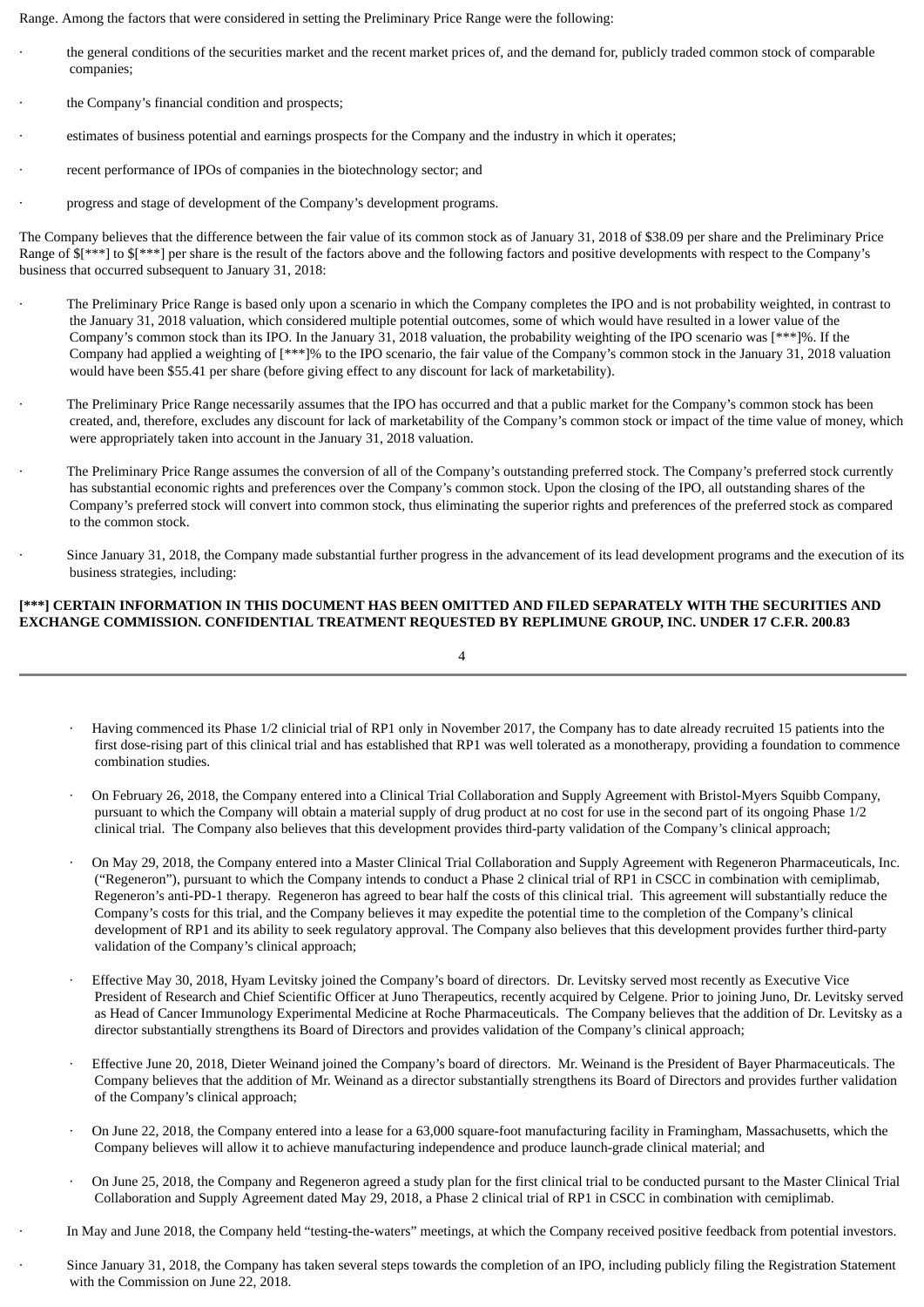Range. Among the factors that were considered in setting the Preliminary Price Range were the following:

- the general conditions of the securities market and the recent market prices of, and the demand for, publicly traded common stock of comparable companies;
- the Company's financial condition and prospects;
- estimates of business potential and earnings prospects for the Company and the industry in which it operates;
- recent performance of IPOs of companies in the biotechnology sector; and
- progress and stage of development of the Company's development programs.

The Company believes that the difference between the fair value of its common stock as of January 31, 2018 of $38.09 per share and the Preliminary Price Range of $[***] to $[***] per share is the result of the factors above and the following factors and positive developments with respect to the Company's business that occurred subsequent to January 31, 2018:

- The Preliminary Price Range is based only upon a scenario in which the Company completes the IPO and is not probability weighted, in contrast to the January 31, 2018 valuation, which considered multiple potential outcomes, some of which would have resulted in a lower value of the Company's common stock than its IPO. In the January 31, 2018 valuation, the probability weighting of the IPO scenario was [***]%. If the Company had applied a weighting of [***]% to the IPO scenario, the fair value of the Company's common stock in the January 31, 2018 valuation would have been $55.41 per share (before giving effect to any discount for lack of marketability).
- The Preliminary Price Range necessarily assumes that the IPO has occurred and that a public market for the Company's common stock has been created, and, therefore, excludes any discount for lack of marketability of the Company's common stock or impact of the time value of money, which were appropriately taken into account in the January 31, 2018 valuation.
- The Preliminary Price Range assumes the conversion of all of the Company's outstanding preferred stock. The Company's preferred stock currently has substantial economic rights and preferences over the Company's common stock. Upon the closing of the IPO, all outstanding shares of the Company's preferred stock will convert into common stock, thus eliminating the superior rights and preferences of the preferred stock as compared to the common stock.
- Since January 31, 2018, the Company made substantial further progress in the advancement of its lead development programs and the execution of its business strategies, including:

**[***] CERTAIN INFORMATION IN THIS DOCUMENT HAS BEEN OMITTED AND FILED SEPARATELY WITH THE SECURITIES AND EXCHANGE COMMISSION. CONFIDENTIAL TREATMENT REQUESTED BY REPLIMUNE GROUP, INC. UNDER 17 C.F.R. 200.83**

  - Having commenced its Phase 1/2 clinicial trial of RP1 only in November 2017, the Company has to date already recruited 15 patients into the first dose-rising part of this clinical trial and has established that RP1 was well tolerated as a monotherapy, providing a foundation to commence combination studies.
  - On February 26, 2018, the Company entered into a Clinical Trial Collaboration and Supply Agreement with Bristol-Myers Squibb Company, pursuant to which the Company will obtain a material supply of drug product at no cost for use in the second part of its ongoing Phase 1/2 clinical trial. The Company also believes that this development provides third-party validation of the Company's clinical approach;
  - On May 29, 2018, the Company entered into a Master Clinical Trial Collaboration and Supply Agreement with Regeneron Pharmaceuticals, Inc. ("Regeneron"), pursuant to which the Company intends to conduct a Phase 2 clinical trial of RP1 in CSCC in combination with cemiplimab, Regeneron's anti-PD-1 therapy. Regeneron has agreed to bear half the costs of this clinical trial. This agreement will substantially reduce the Company's costs for this trial, and the Company believes it may expedite the potential time to the completion of the Company's clinical development of RP1 and its ability to seek regulatory approval. The Company also believes that this development provides further third-party validation of the Company's clinical approach;
  - Effective May 30, 2018, Hyam Levitsky joined the Company's board of directors. Dr. Levitsky served most recently as Executive Vice President of Research and Chief Scientific Officer at Juno Therapeutics, recently acquired by Celgene. Prior to joining Juno, Dr. Levitsky served as Head of Cancer Immunology Experimental Medicine at Roche Pharmaceuticals. The Company believes that the addition of Dr. Levitsky as a director substantially strengthens its Board of Directors and provides validation of the Company's clinical approach;
  - Effective June 20, 2018, Dieter Weinand joined the Company's board of directors. Mr. Weinand is the President of Bayer Pharmaceuticals. The Company believes that the addition of Mr. Weinand as a director substantially strengthens its Board of Directors and provides further validation of the Company's clinical approach;
  - On June 22, 2018, the Company entered into a lease for a 63,000 square-foot manufacturing facility in Framingham, Massachusetts, which the Company believes will allow it to achieve manufacturing independence and produce launch-grade clinical material; and
  - On June 25, 2018, the Company and Regeneron agreed a study plan for the first clinical trial to be conducted pursuant to the Master Clinical Trial Collaboration and Supply Agreement dated May 29, 2018, a Phase 2 clinical trial of RP1 in CSCC in combination with cemiplimab.

- In May and June 2018, the Company held "testing-the-waters" meetings, at which the Company received positive feedback from potential investors.
- Since January 31, 2018, the Company has taken several steps towards the completion of an IPO, including publicly filing the Registration Statement with the Commission on June 22, 2018.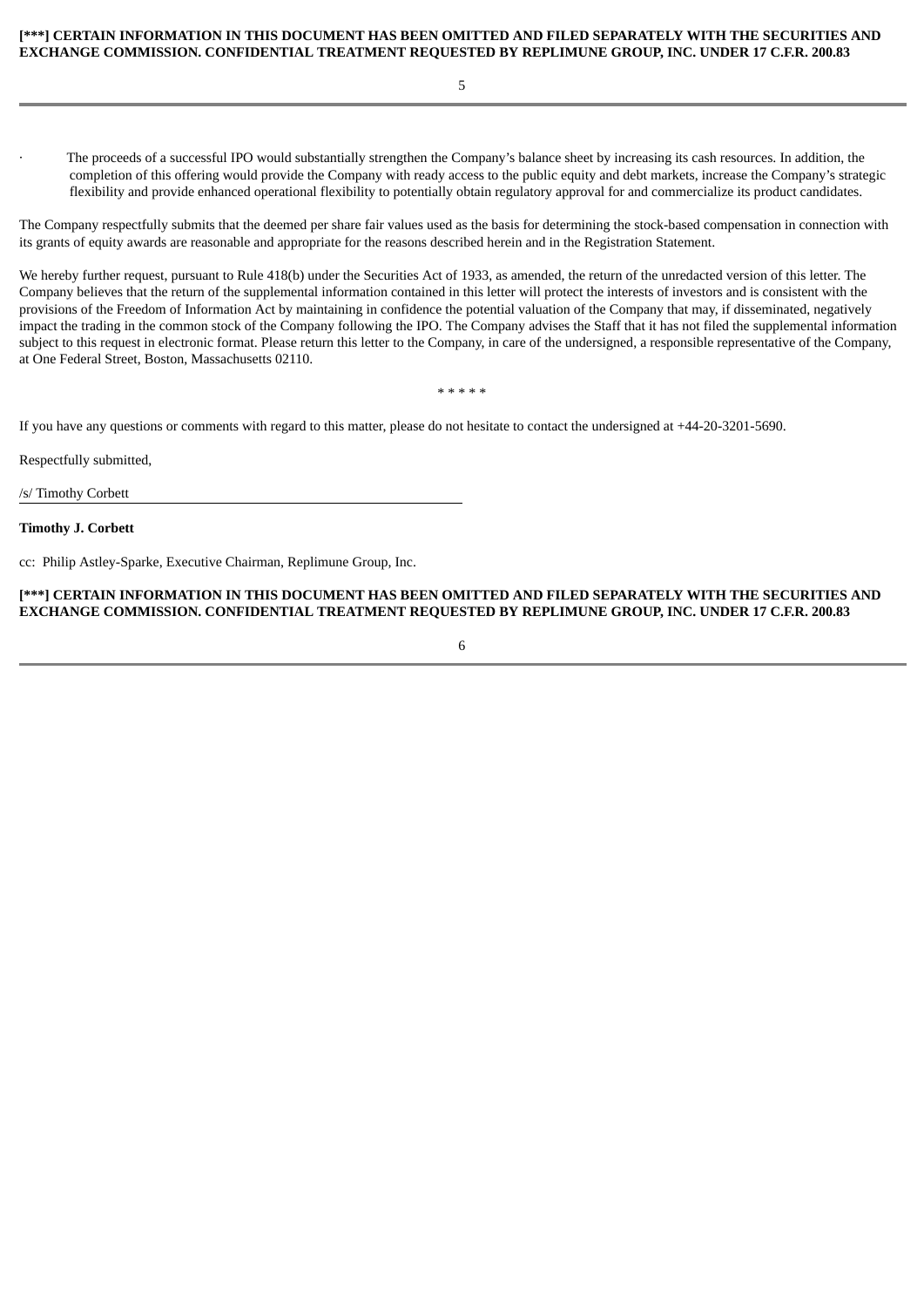- The proceeds of a successful IPO would substantially strengthen the Company's balance sheet by increasing its cash resources. In addition, the completion of this offering would provide the Company with ready access to the public equity and debt markets, increase the Company's strategic flexibility and provide enhanced operational flexibility to potentially obtain regulatory approval for and commercialize its product candidates.

The Company respectfully submits that the deemed per share fair values used as the basis for determining the stock-based compensation in connection with its grants of equity awards are reasonable and appropriate for the reasons described herein and in the Registration Statement.

We hereby further request, pursuant to Rule 418(b) under the Securities Act of 1933, as amended, the return of the unredacted version of this letter. The Company believes that the return of the supplemental information contained in this letter will protect the interests of investors and is consistent with the provisions of the Freedom of Information Act by maintaining in confidence the potential valuation of the Company that may, if disseminated, negatively impact the trading in the common stock of the Company following the IPO. The Company advises the Staff that it has not filed the supplemental information subject to this request in electronic format. Please return this letter to the Company, in care of the undersigned, a responsible representative of the Company, at One Federal Street, Boston, Massachusetts 02110.

\* \* \* \* \*

If you have any questions or comments with regard to this matter, please do not hesitate to contact the undersigned at +44-20-3201-5690.

Respectfully submitted,

/s/ Timothy Corbett

**Timothy J. Corbett**

cc: Philip Astley-Sparke, Executive Chairman, Replimune Group, Inc.